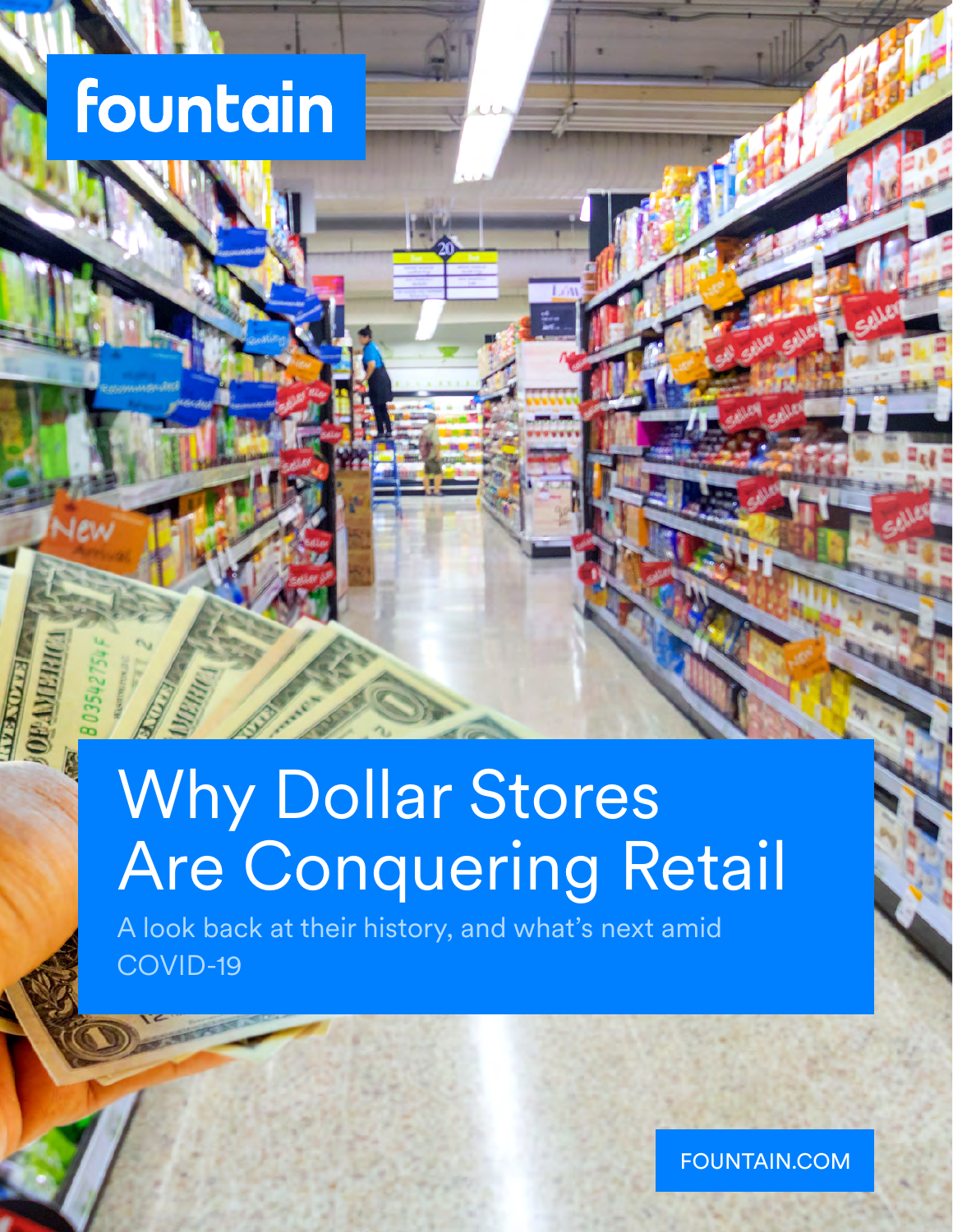fountain

# Why Dollar Stores Are Conquering Retail

A look back at their history, and what's next amid COVID-19

FOUNTAIN.COM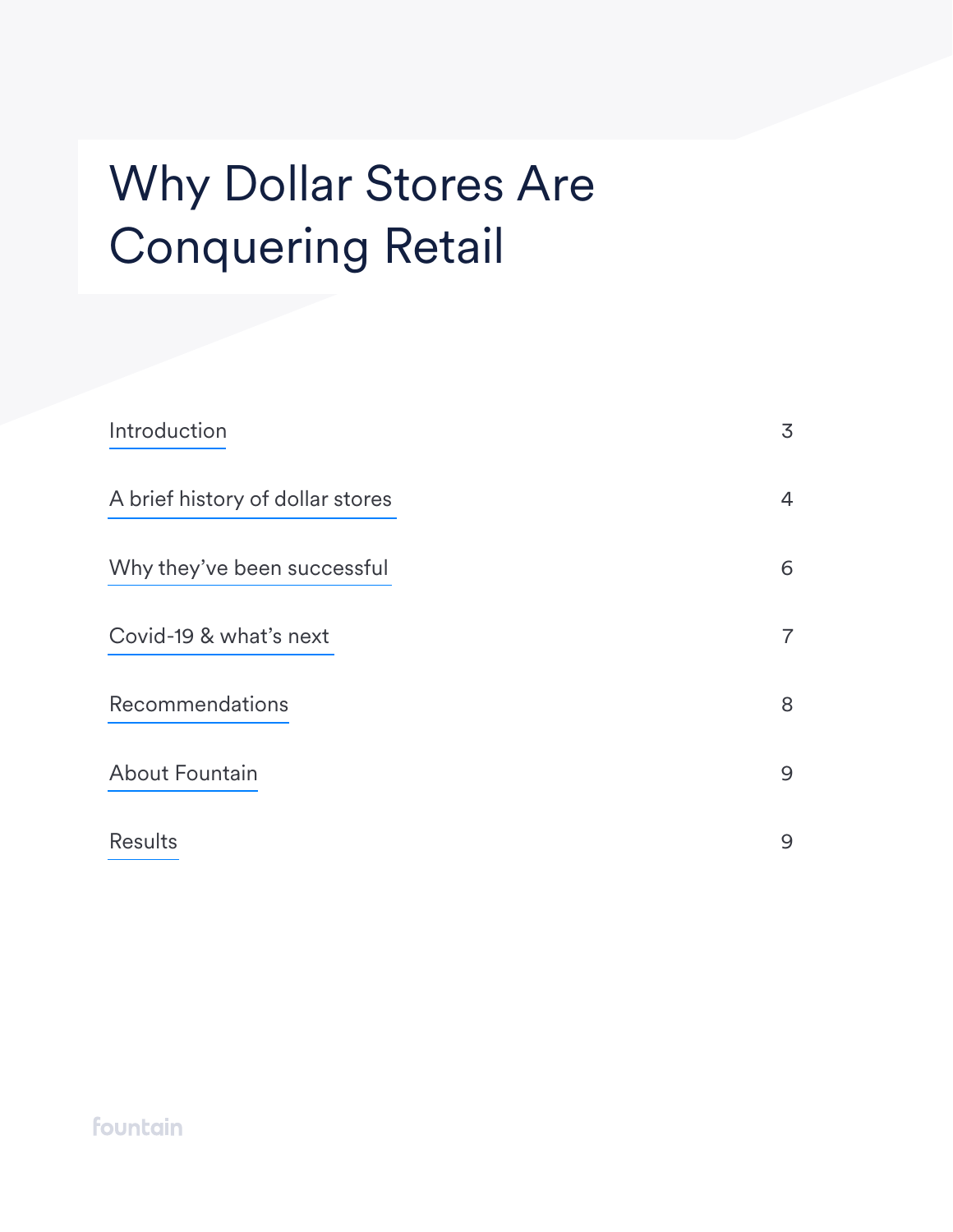# Why Dollar Stores Are Conquering Retail

| | |
|---|---|
| Introduction | 3 |
| A brief history of dollar stores | 4 |
| Why they've been successful | 6 |
| Covid-19 & what's next | 7 |
| Recommendations | 8 |
| About Fountain | 9 |
| Results | 9 |

fountain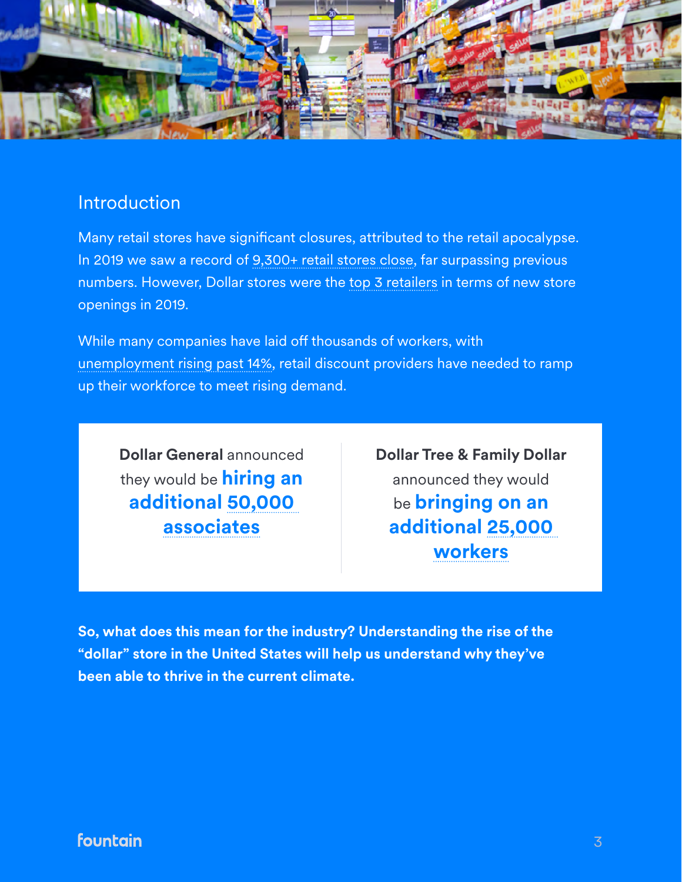## Introduction

Many retail stores have significant closures, attributed to the retail apocalypse. In 2019 we saw a record of 9,300+ retail stores close, far surpassing previous numbers. However, Dollar stores were the top 3 retailers in terms of new store openings in 2019.

While many companies have laid off thousands of workers, with unemployment rising past 14%, retail discount providers have needed to ramp up their workforce to meet rising demand.

**Dollar General** announced they would be **hiring an additional 50,000 associates**

**Dollar Tree & Family Dollar** announced they would be **bringing on an additional 25,000 workers**

**So, what does this mean for the industry? Understanding the rise of the "dollar" store in the United States will help us understand why they've been able to thrive in the current climate.**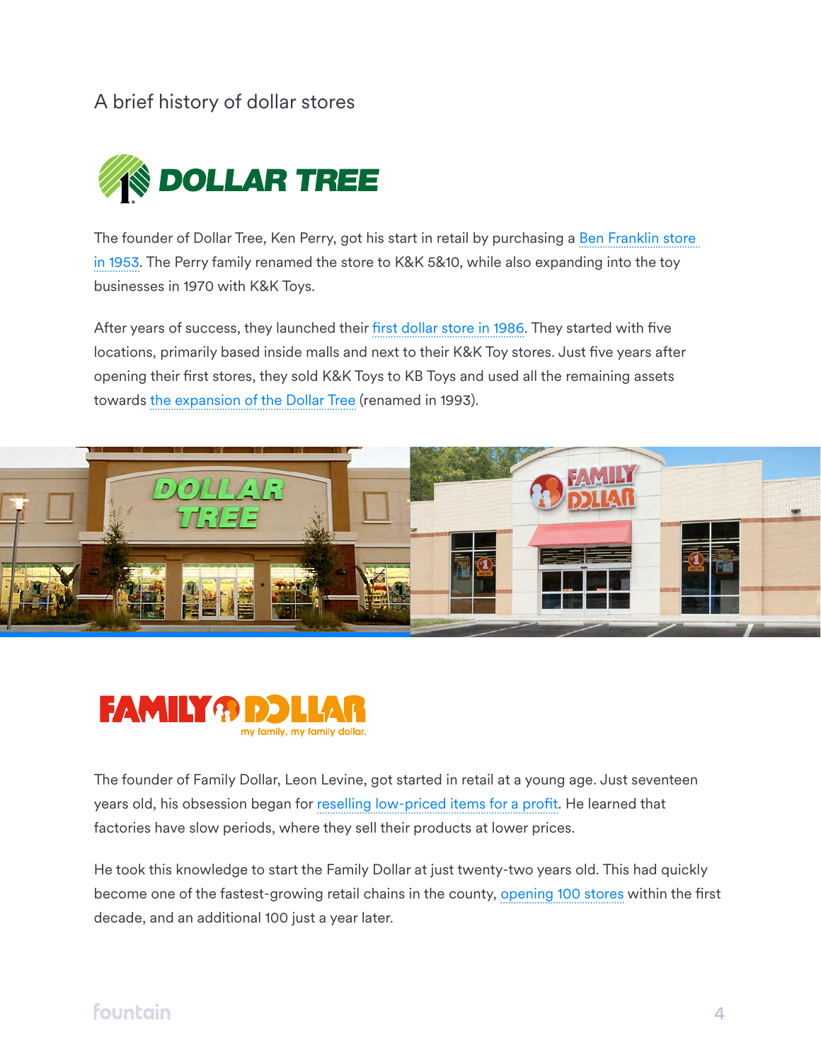## A brief history of dollar stores

### DOLLAR TREE

The founder of Dollar Tree, Ken Perry, got his start in retail by purchasing a Ben Franklin store in 1953. The Perry family renamed the store to K&K 5&10, while also expanding into the toy businesses in 1970 with K&K Toys.

After years of success, they launched their first dollar store in 1986. They started with five locations, primarily based inside malls and next to their K&K Toy stores. Just five years after opening their first stores, they sold K&K Toys to KB Toys and used all the remaining assets towards the expansion of the Dollar Tree (renamed in 1993).

### FAMILY DOLLAR

my family, my family dollar.

The founder of Family Dollar, Leon Levine, got started in retail at a young age. Just seventeen years old, his obsession began for reselling low-priced items for a profit. He learned that factories have slow periods, where they sell their products at lower prices.

He took this knowledge to start the Family Dollar at just twenty-two years old. This had quickly become one of the fastest-growing retail chains in the county, opening 100 stores within the first decade, and an additional 100 just a year later.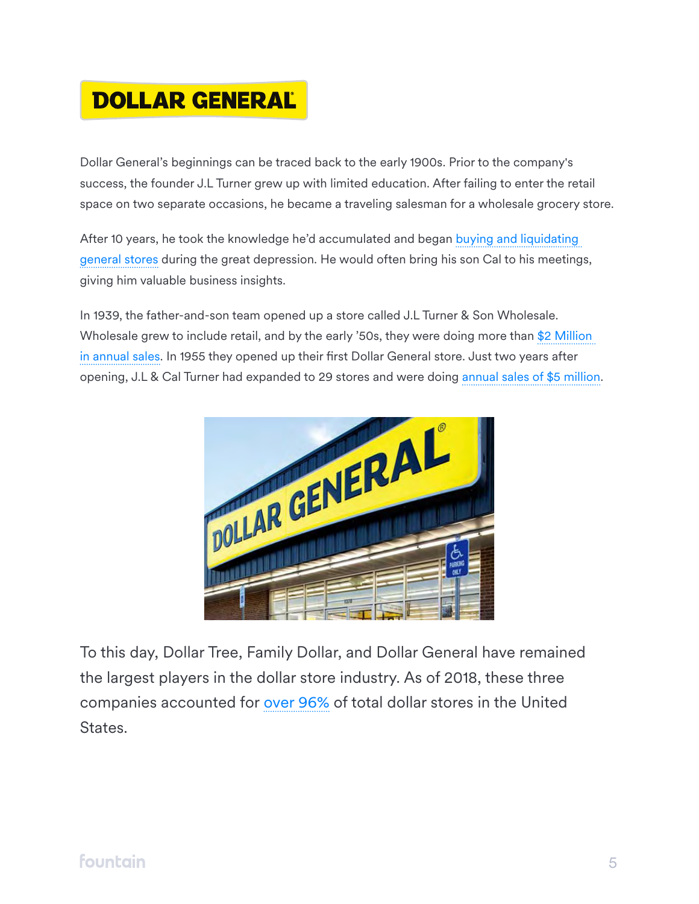# DOLLAR GENERAL

Dollar General's beginnings can be traced back to the early 1900s. Prior to the company's success, the founder J.L Turner grew up with limited education. After failing to enter the retail space on two separate occasions, he became a traveling salesman for a wholesale grocery store.

After 10 years, he took the knowledge he'd accumulated and began buying and liquidating general stores during the great depression. He would often bring his son Cal to his meetings, giving him valuable business insights.

In 1939, the father-and-son team opened up a store called J.L Turner & Son Wholesale. Wholesale grew to include retail, and by the early '50s, they were doing more than $2 Million in annual sales. In 1955 they opened up their first Dollar General store. Just two years after opening, J.L & Cal Turner had expanded to 29 stores and were doing annual sales of $5 million.

To this day, Dollar Tree, Family Dollar, and Dollar General have remained the largest players in the dollar store industry. As of 2018, these three companies accounted for over 96% of total dollar stores in the United States.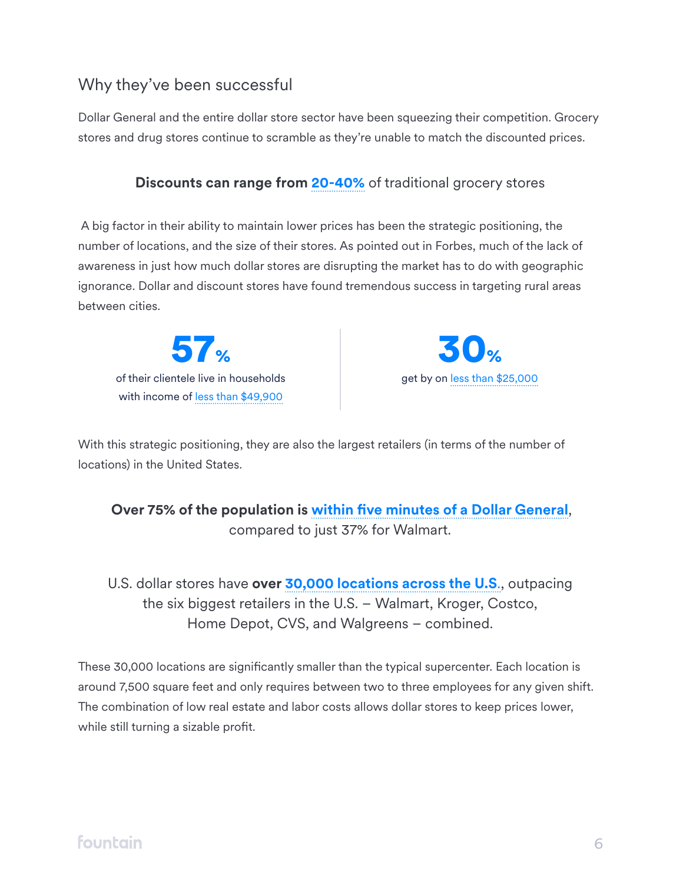## Why they've been successful

Dollar General and the entire dollar store sector have been squeezing their competition. Grocery stores and drug stores continue to scramble as they're unable to match the discounted prices.

**Discounts can range from 20-40%** of traditional grocery stores

A big factor in their ability to maintain lower prices has been the strategic positioning, the number of locations, and the size of their stores. As pointed out in Forbes, much of the lack of awareness in just how much dollar stores are disrupting the market has to do with geographic ignorance. Dollar and discount stores have found tremendous success in targeting rural areas between cities.

**57%** of their clientele live in households with income of less than $49,900

**30%** get by on less than $25,000

With this strategic positioning, they are also the largest retailers (in terms of the number of locations) in the United States.

**Over 75% of the population is within five minutes of a Dollar General**, compared to just 37% for Walmart.

U.S. dollar stores have **over 30,000 locations across the U.S.**, outpacing the six biggest retailers in the U.S. – Walmart, Kroger, Costco, Home Depot, CVS, and Walgreens – combined.

These 30,000 locations are significantly smaller than the typical supercenter. Each location is around 7,500 square feet and only requires between two to three employees for any given shift. The combination of low real estate and labor costs allows dollar stores to keep prices lower, while still turning a sizable profit.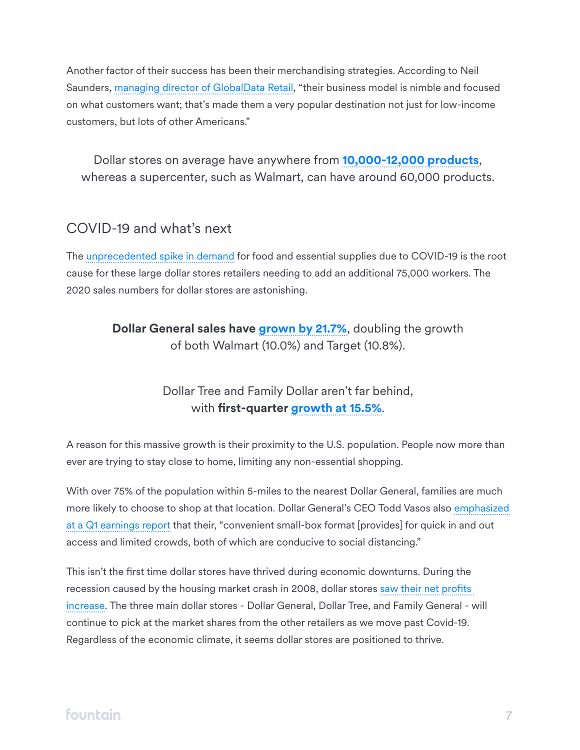Another factor of their success has been their merchandising strategies. According to Neil Saunders, managing director of GlobalData Retail, "their business model is nimble and focused on what customers want; that's made them a very popular destination not just for low-income customers, but lots of other Americans."

Dollar stores on average have anywhere from **10,000-12,000 products**, whereas a supercenter, such as Walmart, can have around 60,000 products.

## COVID-19 and what's next

The unprecedented spike in demand for food and essential supplies due to COVID-19 is the root cause for these large dollar stores retailers needing to add an additional 75,000 workers. The 2020 sales numbers for dollar stores are astonishing.

**Dollar General sales have grown by 21.7%**, doubling the growth of both Walmart (10.0%) and Target (10.8%).

Dollar Tree and Family Dollar aren't far behind, with **first-quarter growth at 15.5%**.

A reason for this massive growth is their proximity to the U.S. population. People now more than ever are trying to stay close to home, limiting any non-essential shopping.

With over 75% of the population within 5-miles to the nearest Dollar General, families are much more likely to choose to shop at that location. Dollar General's CEO Todd Vasos also emphasized at a Q1 earnings report that their, "convenient small-box format [provides] for quick in and out access and limited crowds, both of which are conducive to social distancing."

This isn't the first time dollar stores have thrived during economic downturns. During the recession caused by the housing market crash in 2008, dollar stores saw their net profits increase. The three main dollar stores - Dollar General, Dollar Tree, and Family General - will continue to pick at the market shares from the other retailers as we move past Covid-19. Regardless of the economic climate, it seems dollar stores are positioned to thrive.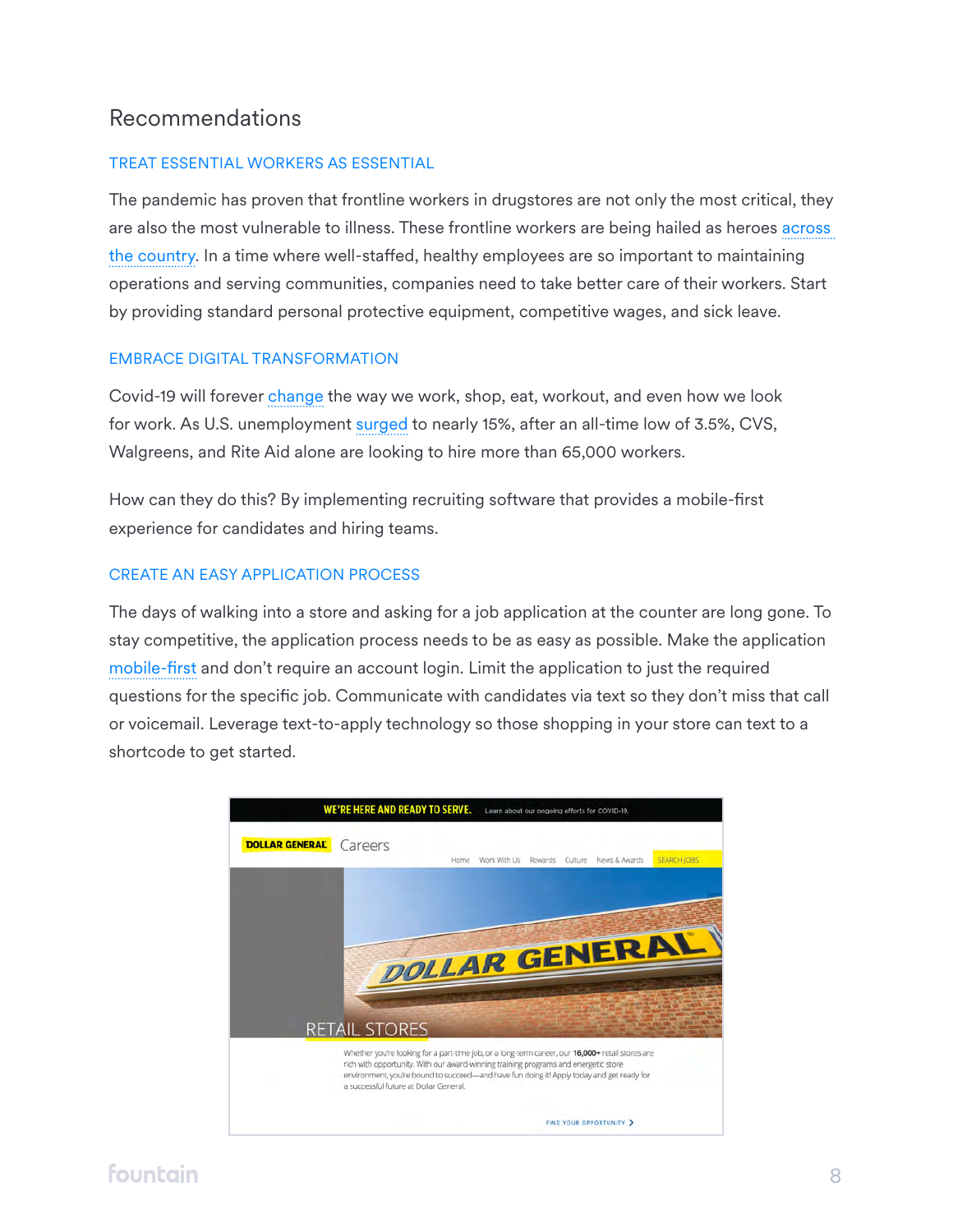## Recommendations

### TREAT ESSENTIAL WORKERS AS ESSENTIAL

The pandemic has proven that frontline workers in drugstores are not only the most critical, they are also the most vulnerable to illness. These frontline workers are being hailed as heroes across the country. In a time where well-staffed, healthy employees are so important to maintaining operations and serving communities, companies need to take better care of their workers. Start by providing standard personal protective equipment, competitive wages, and sick leave.

### EMBRACE DIGITAL TRANSFORMATION

Covid-19 will forever change the way we work, shop, eat, workout, and even how we look for work. As U.S. unemployment surged to nearly 15%, after an all-time low of 3.5%, CVS, Walgreens, and Rite Aid alone are looking to hire more than 65,000 workers.

How can they do this? By implementing recruiting software that provides a mobile-first experience for candidates and hiring teams.

### CREATE AN EASY APPLICATION PROCESS

The days of walking into a store and asking for a job application at the counter are long gone. To stay competitive, the application process needs to be as easy as possible. Make the application mobile-first and don't require an account login. Limit the application to just the required questions for the specific job. Communicate with candidates via text so they don't miss that call or voicemail. Leverage text-to-apply technology so those shopping in your store can text to a shortcode to get started.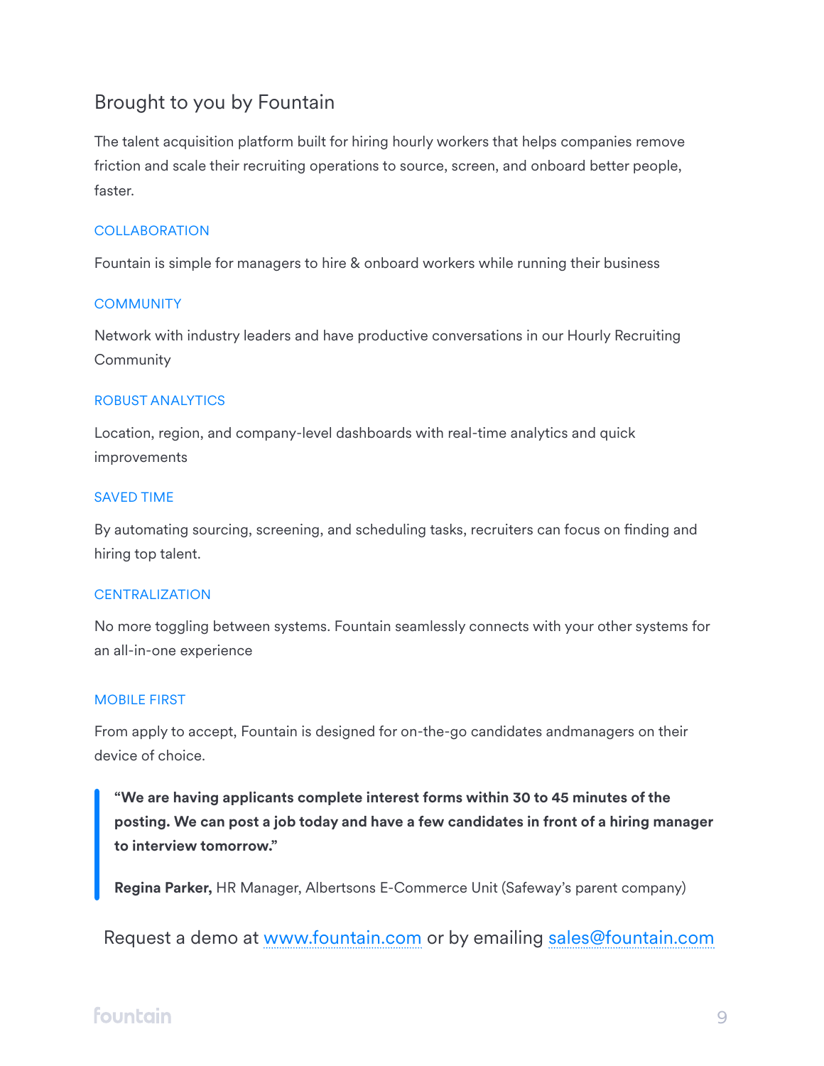## Brought to you by Fountain

The talent acquisition platform built for hiring hourly workers that helps companies remove friction and scale their recruiting operations to source, screen, and onboard better people, faster.

### COLLABORATION

Fountain is simple for managers to hire & onboard workers while running their business

### COMMUNITY

Network with industry leaders and have productive conversations in our Hourly Recruiting Community

### ROBUST ANALYTICS

Location, region, and company-level dashboards with real-time analytics and quick improvements

### SAVED TIME

By automating sourcing, screening, and scheduling tasks, recruiters can focus on finding and hiring top talent.

### CENTRALIZATION

No more toggling between systems. Fountain seamlessly connects with your other systems for an all-in-one experience

### MOBILE FIRST

From apply to accept, Fountain is designed for on-the-go candidates andmanagers on their device of choice.

> **“We are having applicants complete interest forms within 30 to 45 minutes of the posting. We can post a job today and have a few candidates in front of a hiring manager to interview tomorrow.”**
>
> **Regina Parker,** HR Manager, Albertsons E-Commerce Unit (Safeway’s parent company)

Request a demo at [www.fountain.com](http://www.fountain.com) or by emailing [sales@fountain.com](mailto:sales@fountain.com)